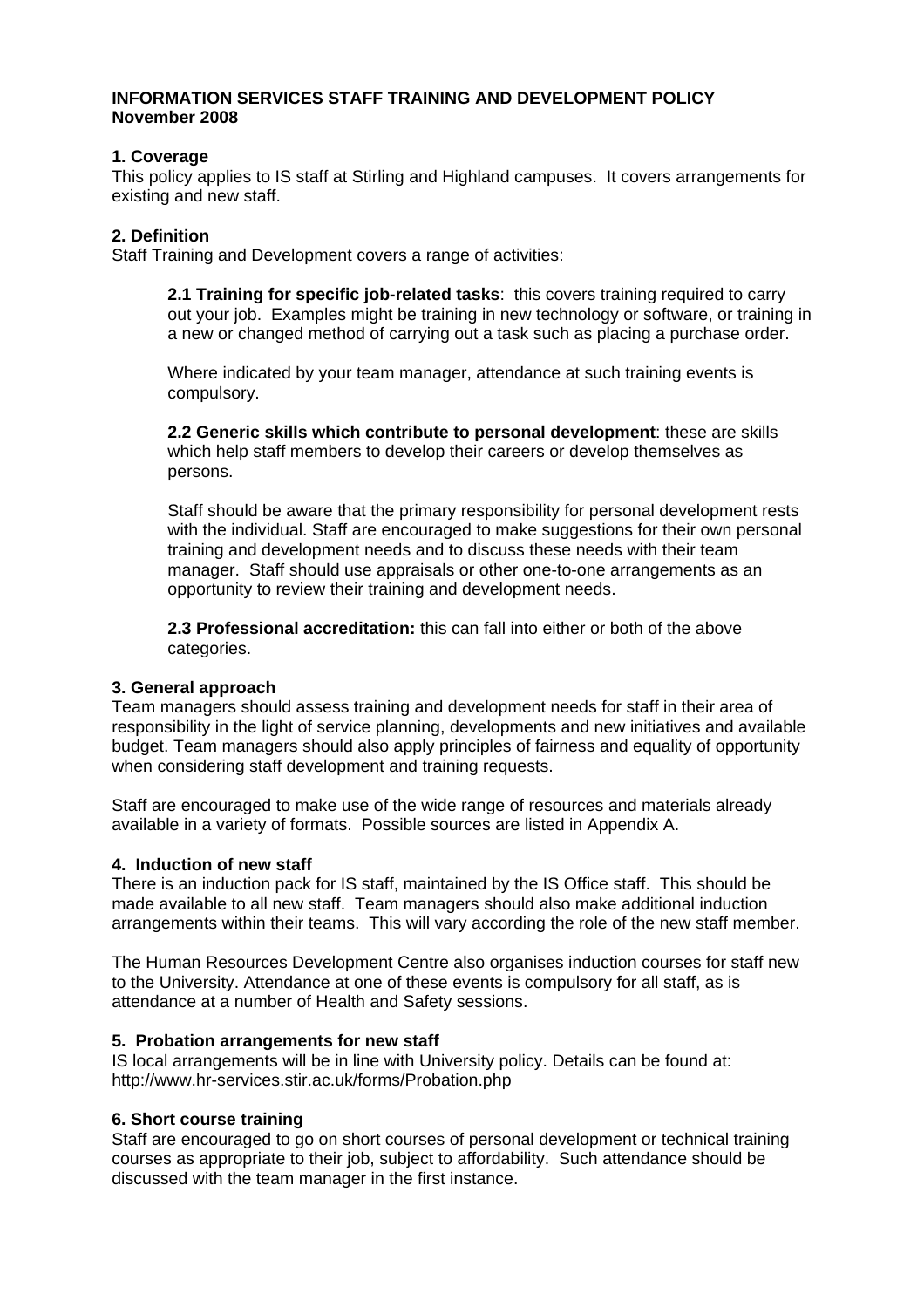**INFORMATION SERVICES STAFF TRAINING AND DEVELOPMENT POLICY**
**November 2008**

## 1. Coverage

This policy applies to IS staff at Stirling and Highland campuses. It covers arrangements for existing and new staff.

## 2. Definition

Staff Training and Development covers a range of activities:

**2.1 Training for specific job-related tasks**: this covers training required to carry out your job. Examples might be training in new technology or software, or training in a new or changed method of carrying out a task such as placing a purchase order.

Where indicated by your team manager, attendance at such training events is compulsory.

**2.2 Generic skills which contribute to personal development**: these are skills which help staff members to develop their careers or develop themselves as persons.

Staff should be aware that the primary responsibility for personal development rests with the individual. Staff are encouraged to make suggestions for their own personal training and development needs and to discuss these needs with their team manager. Staff should use appraisals or other one-to-one arrangements as an opportunity to review their training and development needs.

**2.3 Professional accreditation:** this can fall into either or both of the above categories.

## 3. General approach

Team managers should assess training and development needs for staff in their area of responsibility in the light of service planning, developments and new initiatives and available budget. Team managers should also apply principles of fairness and equality of opportunity when considering staff development and training requests.

Staff are encouraged to make use of the wide range of resources and materials already available in a variety of formats. Possible sources are listed in Appendix A.

## 4. Induction of new staff

There is an induction pack for IS staff, maintained by the IS Office staff. This should be made available to all new staff. Team managers should also make additional induction arrangements within their teams. This will vary according the role of the new staff member.

The Human Resources Development Centre also organises induction courses for staff new to the University. Attendance at one of these events is compulsory for all staff, as is attendance at a number of Health and Safety sessions.

## 5. Probation arrangements for new staff

IS local arrangements will be in line with University policy. Details can be found at: http://www.hr-services.stir.ac.uk/forms/Probation.php

## 6. Short course training

Staff are encouraged to go on short courses of personal development or technical training courses as appropriate to their job, subject to affordability. Such attendance should be discussed with the team manager in the first instance.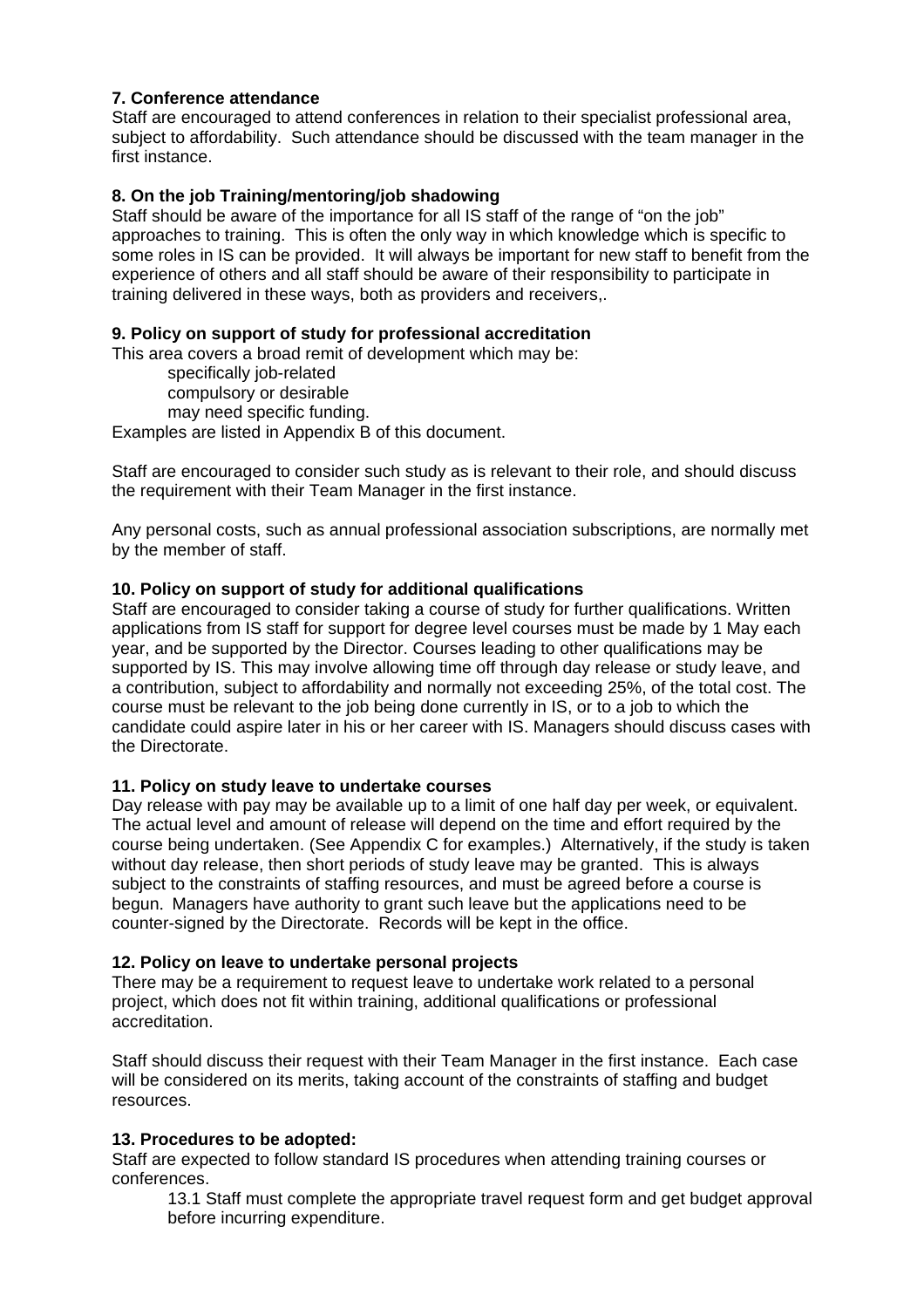**7. Conference attendance**

Staff are encouraged to attend conferences in relation to their specialist professional area, subject to affordability. Such attendance should be discussed with the team manager in the first instance.

**8. On the job Training/mentoring/job shadowing**

Staff should be aware of the importance for all IS staff of the range of "on the job" approaches to training. This is often the only way in which knowledge which is specific to some roles in IS can be provided. It will always be important for new staff to benefit from the experience of others and all staff should be aware of their responsibility to participate in training delivered in these ways, both as providers and receivers,.

**9. Policy on support of study for professional accreditation**

This area covers a broad remit of development which may be:

- specifically job-related
- compulsory or desirable
- may need specific funding.

Examples are listed in Appendix B of this document.

Staff are encouraged to consider such study as is relevant to their role, and should discuss the requirement with their Team Manager in the first instance.

Any personal costs, such as annual professional association subscriptions, are normally met by the member of staff.

**10. Policy on support of study for additional qualifications**

Staff are encouraged to consider taking a course of study for further qualifications. Written applications from IS staff for support for degree level courses must be made by 1 May each year, and be supported by the Director. Courses leading to other qualifications may be supported by IS. This may involve allowing time off through day release or study leave, and a contribution, subject to affordability and normally not exceeding 25%, of the total cost. The course must be relevant to the job being done currently in IS, or to a job to which the candidate could aspire later in his or her career with IS. Managers should discuss cases with the Directorate.

**11. Policy on study leave to undertake courses**

Day release with pay may be available up to a limit of one half day per week, or equivalent. The actual level and amount of release will depend on the time and effort required by the course being undertaken. (See Appendix C for examples.) Alternatively, if the study is taken without day release, then short periods of study leave may be granted. This is always subject to the constraints of staffing resources, and must be agreed before a course is begun. Managers have authority to grant such leave but the applications need to be counter-signed by the Directorate. Records will be kept in the office.

**12. Policy on leave to undertake personal projects**

There may be a requirement to request leave to undertake work related to a personal project, which does not fit within training, additional qualifications or professional accreditation.

Staff should discuss their request with their Team Manager in the first instance. Each case will be considered on its merits, taking account of the constraints of staffing and budget resources.

**13. Procedures to be adopted:**

Staff are expected to follow standard IS procedures when attending training courses or conferences.

13.1 Staff must complete the appropriate travel request form and get budget approval before incurring expenditure.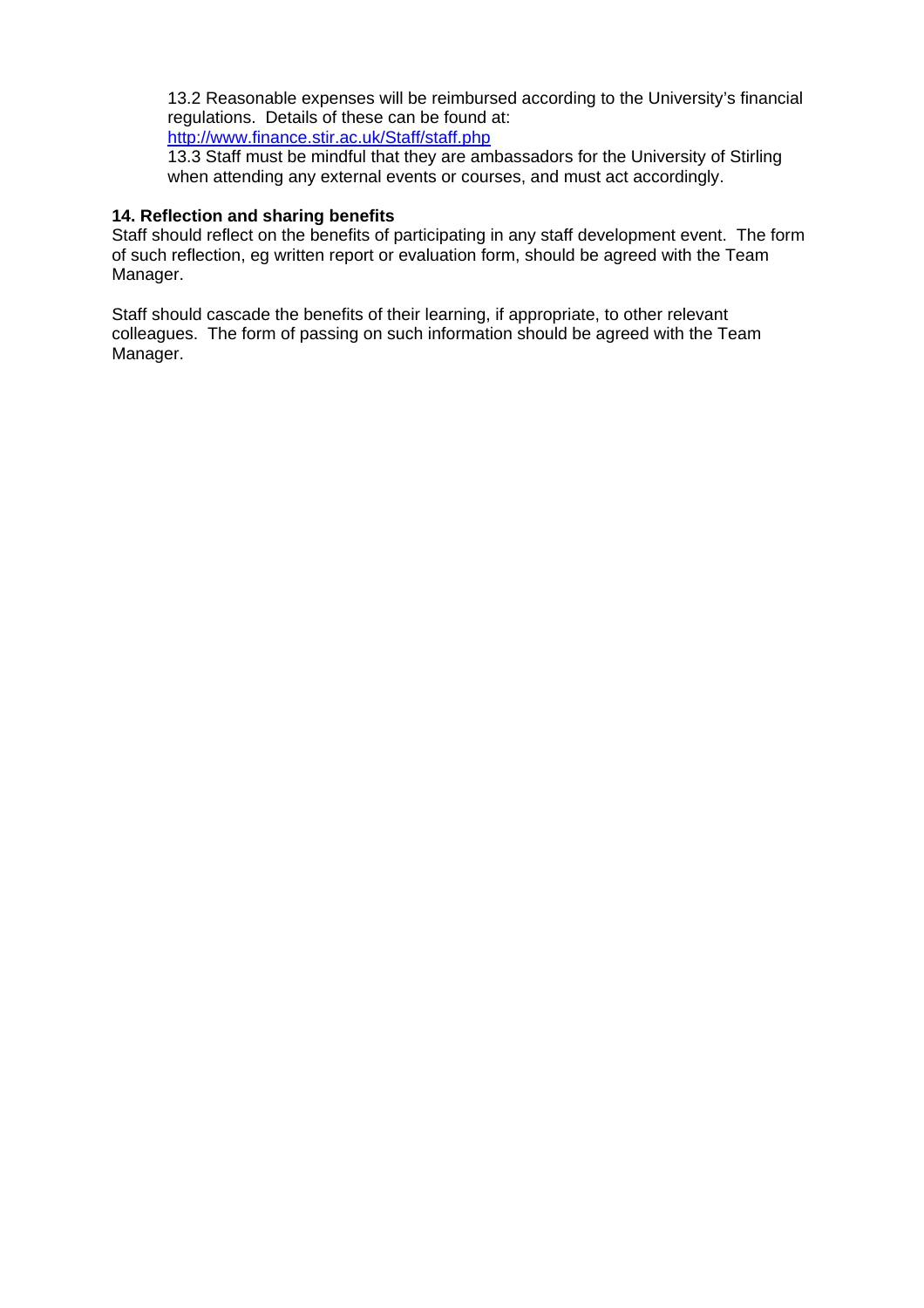13.2 Reasonable expenses will be reimbursed according to the University's financial regulations. Details of these can be found at: [http://www.finance.stir.ac.uk/Staff/staff.php](http://www.finance.stir.ac.uk/Staff/staff.php)

13.3 Staff must be mindful that they are ambassadors for the University of Stirling when attending any external events or courses, and must act accordingly.

**14. Reflection and sharing benefits**

Staff should reflect on the benefits of participating in any staff development event. The form of such reflection, eg written report or evaluation form, should be agreed with the Team Manager.

Staff should cascade the benefits of their learning, if appropriate, to other relevant colleagues. The form of passing on such information should be agreed with the Team Manager.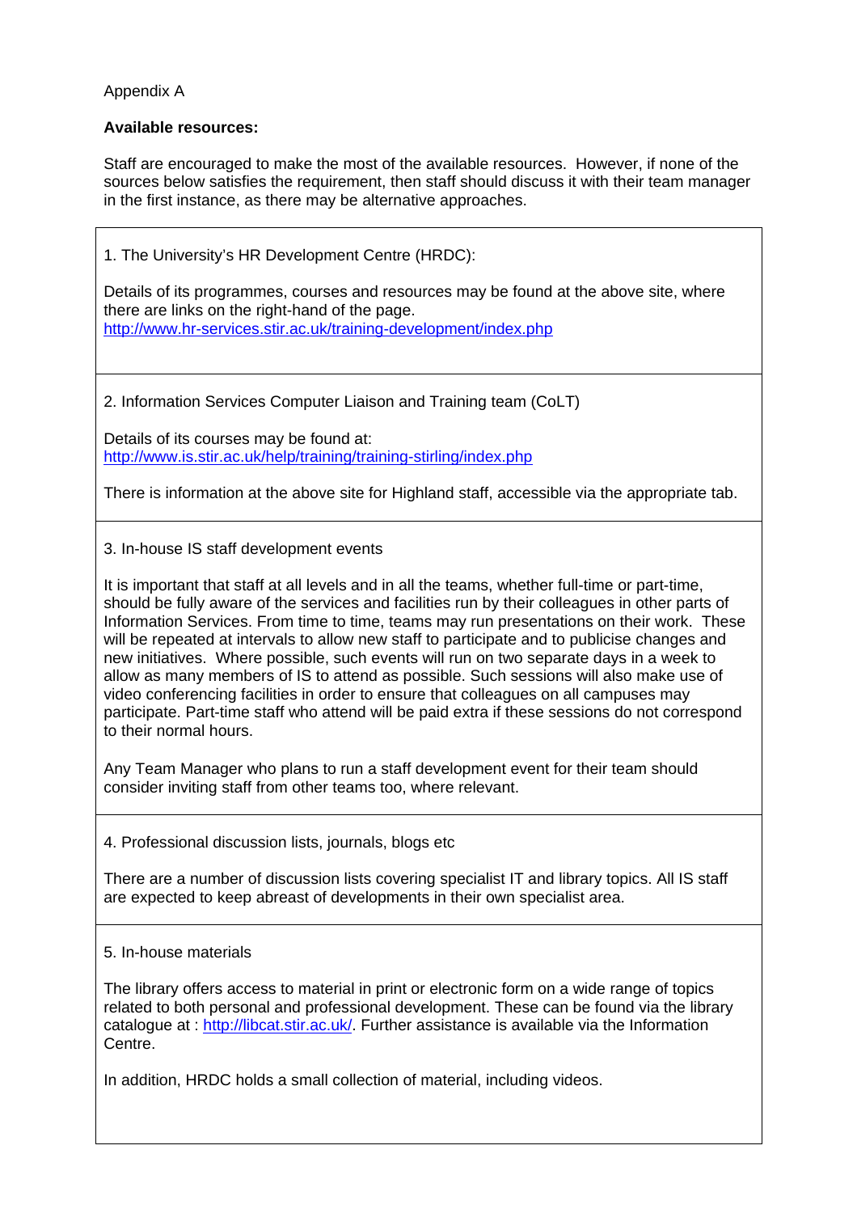Appendix A

**Available resources:**

Staff are encouraged to make the most of the available resources. However, if none of the sources below satisfies the requirement, then staff should discuss it with their team manager in the first instance, as there may be alternative approaches.

1. The University's HR Development Centre (HRDC):

Details of its programmes, courses and resources may be found at the above site, where there are links on the right-hand of the page.
http://www.hr-services.stir.ac.uk/training-development/index.php

2. Information Services Computer Liaison and Training team (CoLT)

Details of its courses may be found at:
http://www.is.stir.ac.uk/help/training/training-stirling/index.php

There is information at the above site for Highland staff, accessible via the appropriate tab.

3. In-house IS staff development events

It is important that staff at all levels and in all the teams, whether full-time or part-time, should be fully aware of the services and facilities run by their colleagues in other parts of Information Services. From time to time, teams may run presentations on their work. These will be repeated at intervals to allow new staff to participate and to publicise changes and new initiatives. Where possible, such events will run on two separate days in a week to allow as many members of IS to attend as possible. Such sessions will also make use of video conferencing facilities in order to ensure that colleagues on all campuses may participate. Part-time staff who attend will be paid extra if these sessions do not correspond to their normal hours.

Any Team Manager who plans to run a staff development event for their team should consider inviting staff from other teams too, where relevant.

4. Professional discussion lists, journals, blogs etc

There are a number of discussion lists covering specialist IT and library topics. All IS staff are expected to keep abreast of developments in their own specialist area.

5. In-house materials

The library offers access to material in print or electronic form on a wide range of topics related to both personal and professional development. These can be found via the library catalogue at : http://libcat.stir.ac.uk/. Further assistance is available via the Information Centre.

In addition, HRDC holds a small collection of material, including videos.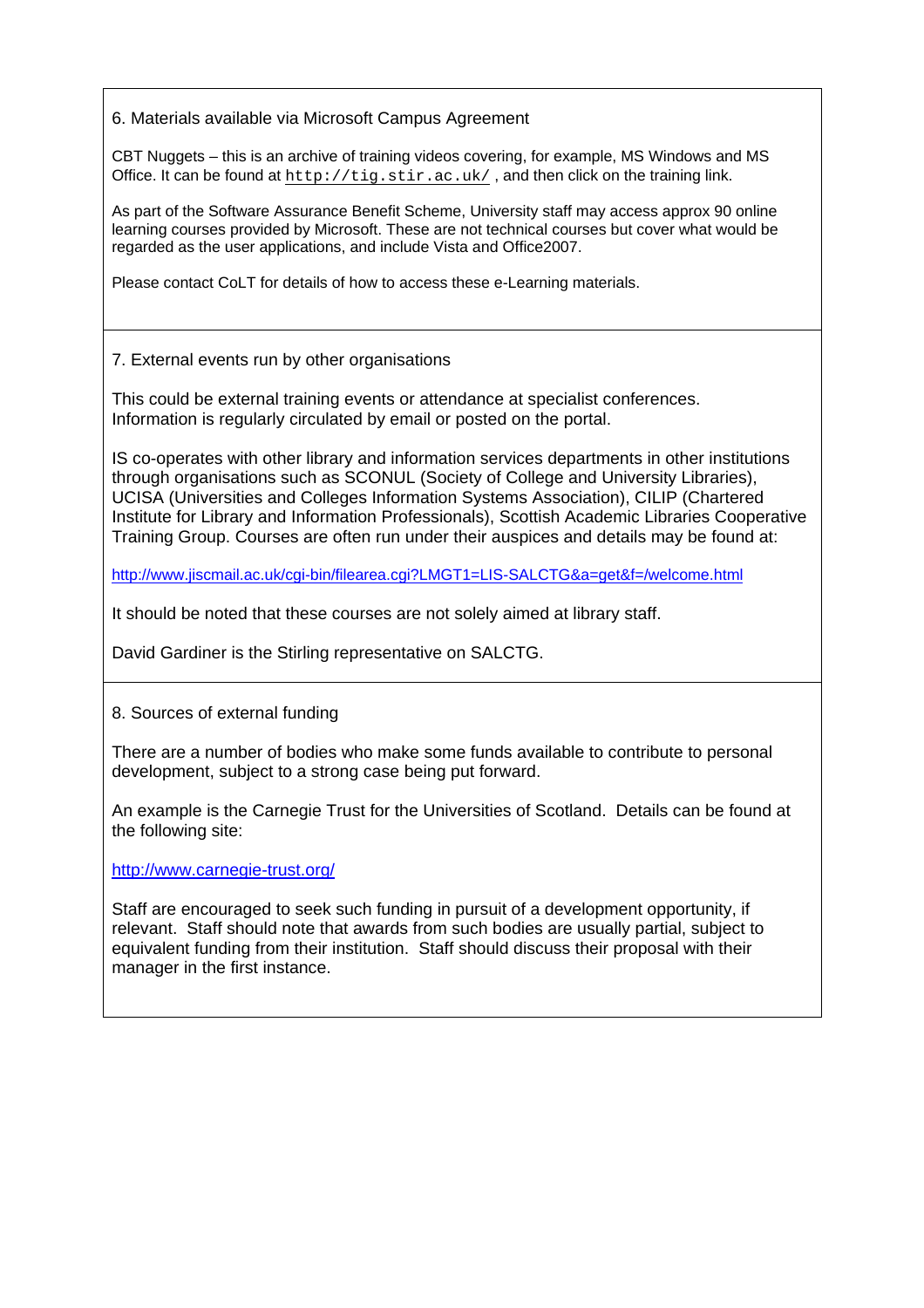## 6. Materials available via Microsoft Campus Agreement

CBT Nuggets – this is an archive of training videos covering, for example, MS Windows and MS Office. It can be found at `http://tig.stir.ac.uk/` , and then click on the training link.

As part of the Software Assurance Benefit Scheme, University staff may access approx 90 online learning courses provided by Microsoft. These are not technical courses but cover what would be regarded as the user applications, and include Vista and Office2007.

Please contact CoLT for details of how to access these e-Learning materials.

## 7. External events run by other organisations

This could be external training events or attendance at specialist conferences. Information is regularly circulated by email or posted on the portal.

IS co-operates with other library and information services departments in other institutions through organisations such as SCONUL (Society of College and University Libraries), UCISA (Universities and Colleges Information Systems Association), CILIP (Chartered Institute for Library and Information Professionals), Scottish Academic Libraries Cooperative Training Group. Courses are often run under their auspices and details may be found at:

http://www.jiscmail.ac.uk/cgi-bin/filearea.cgi?LMGT1=LIS-SALCTG&a=get&f=/welcome.html

It should be noted that these courses are not solely aimed at library staff.

David Gardiner is the Stirling representative on SALCTG.

## 8. Sources of external funding

There are a number of bodies who make some funds available to contribute to personal development, subject to a strong case being put forward.

An example is the Carnegie Trust for the Universities of Scotland. Details can be found at the following site:

http://www.carnegie-trust.org/

Staff are encouraged to seek such funding in pursuit of a development opportunity, if relevant. Staff should note that awards from such bodies are usually partial, subject to equivalent funding from their institution. Staff should discuss their proposal with their manager in the first instance.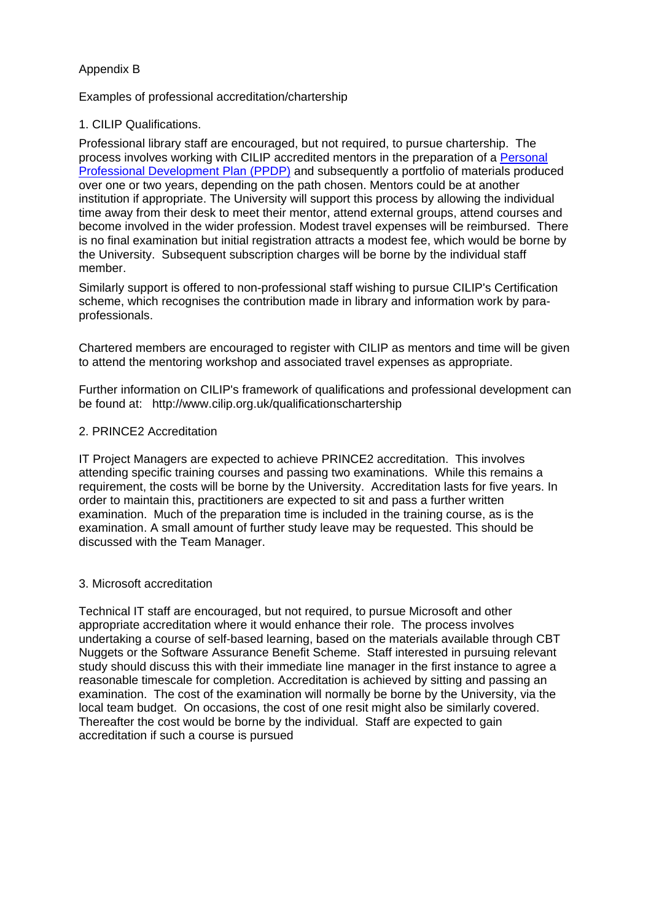Appendix B

Examples of professional accreditation/chartership

1. CILIP Qualifications.

Professional library staff are encouraged, but not required, to pursue chartership. The process involves working with CILIP accredited mentors in the preparation of a Personal Professional Development Plan (PPDP) and subsequently a portfolio of materials produced over one or two years, depending on the path chosen. Mentors could be at another institution if appropriate. The University will support this process by allowing the individual time away from their desk to meet their mentor, attend external groups, attend courses and become involved in the wider profession. Modest travel expenses will be reimbursed. There is no final examination but initial registration attracts a modest fee, which would be borne by the University. Subsequent subscription charges will be borne by the individual staff member.

Similarly support is offered to non-professional staff wishing to pursue CILIP's Certification scheme, which recognises the contribution made in library and information work by para-professionals.

Chartered members are encouraged to register with CILIP as mentors and time will be given to attend the mentoring workshop and associated travel expenses as appropriate.

Further information on CILIP's framework of qualifications and professional development can be found at: http://www.cilip.org.uk/qualificationschartership

2. PRINCE2 Accreditation

IT Project Managers are expected to achieve PRINCE2 accreditation. This involves attending specific training courses and passing two examinations. While this remains a requirement, the costs will be borne by the University. Accreditation lasts for five years. In order to maintain this, practitioners are expected to sit and pass a further written examination. Much of the preparation time is included in the training course, as is the examination. A small amount of further study leave may be requested. This should be discussed with the Team Manager.

3. Microsoft accreditation

Technical IT staff are encouraged, but not required, to pursue Microsoft and other appropriate accreditation where it would enhance their role. The process involves undertaking a course of self-based learning, based on the materials available through CBT Nuggets or the Software Assurance Benefit Scheme. Staff interested in pursuing relevant study should discuss this with their immediate line manager in the first instance to agree a reasonable timescale for completion. Accreditation is achieved by sitting and passing an examination. The cost of the examination will normally be borne by the University, via the local team budget. On occasions, the cost of one resit might also be similarly covered. Thereafter the cost would be borne by the individual. Staff are expected to gain accreditation if such a course is pursued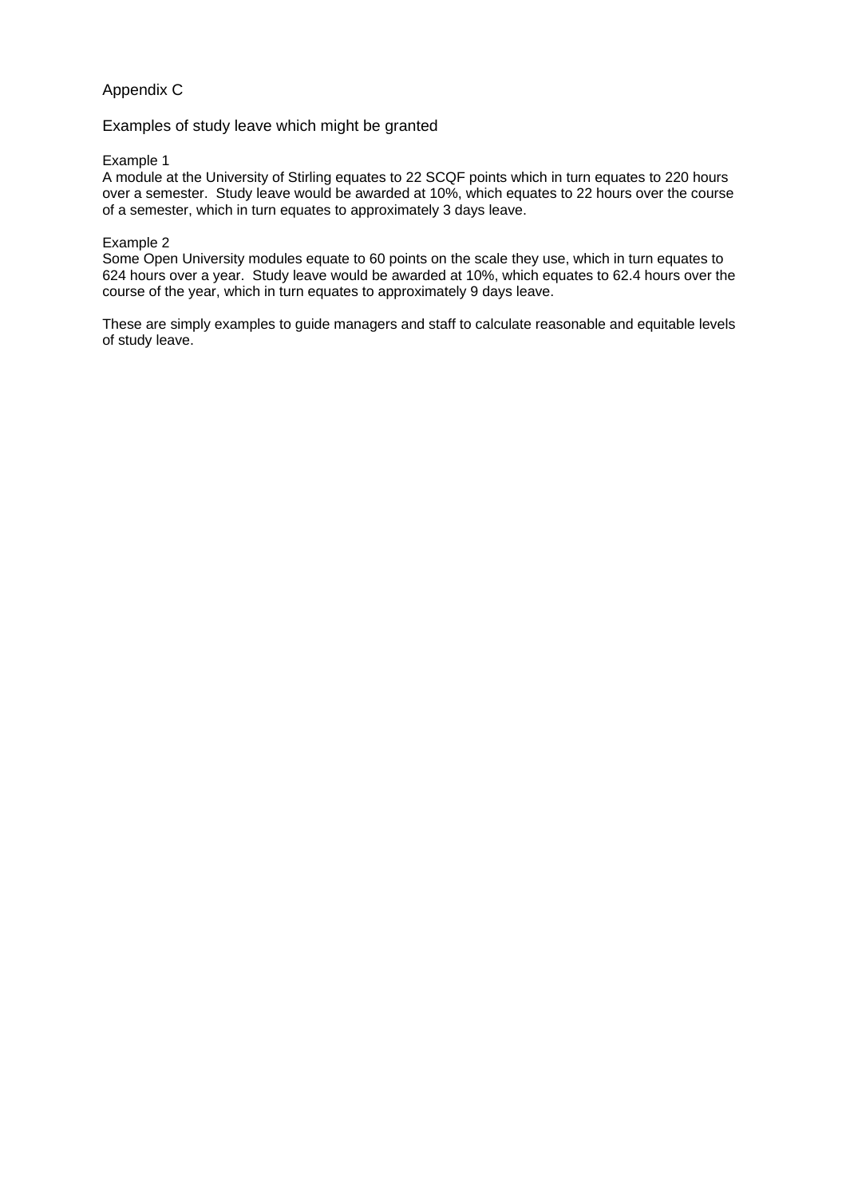# Appendix C

## Examples of study leave which might be granted

### Example 1

A module at the University of Stirling equates to 22 SCQF points which in turn equates to 220 hours over a semester. Study leave would be awarded at 10%, which equates to 22 hours over the course of a semester, which in turn equates to approximately 3 days leave.

### Example 2

Some Open University modules equate to 60 points on the scale they use, which in turn equates to 624 hours over a year. Study leave would be awarded at 10%, which equates to 62.4 hours over the course of the year, which in turn equates to approximately 9 days leave.

These are simply examples to guide managers and staff to calculate reasonable and equitable levels of study leave.